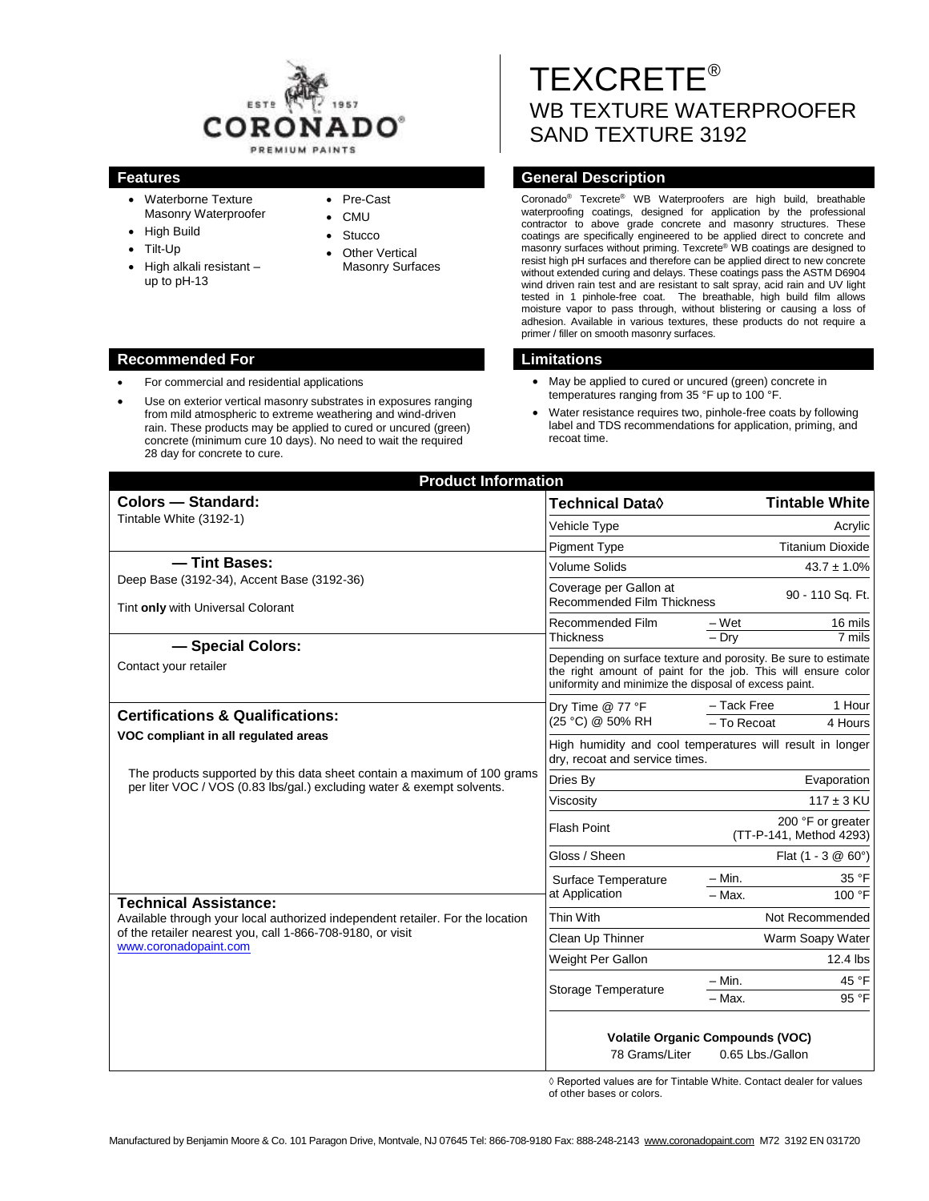CORONADO® PREMIUM PAINTS — ESTD 1957

# TEXCRETE®

## WB TEXTURE WATERPROOFER
## SAND TEXTURE 3192

### Features

- Waterborne Texture Masonry Waterproofer
- High Build
- Tilt-Up
- High alkali resistant – up to pH-13
- Pre-Cast
- CMU
- Stucco
- Other Vertical Masonry Surfaces

### General Description

Coronado® Texcrete® WB Waterproofers are high build, breathable waterproofing coatings, designed for application by the professional contractor to above grade concrete and masonry structures. These coatings are specifically engineered to be applied direct to concrete and masonry surfaces without priming. Texcrete® WB coatings are designed to resist high pH surfaces and therefore can be applied direct to new concrete without extended curing and delays. These coatings pass the ASTM D6904 wind driven rain test and are resistant to salt spray, acid rain and UV light tested in 1 pinhole-free coat. The breathable, high build film allows moisture vapor to pass through, without blistering or causing a loss of adhesion. Available in various textures, these products do not require a primer / filler on smooth masonry surfaces.

### Recommended For

- For commercial and residential applications
- Use on exterior vertical masonry substrates in exposures ranging from mild atmospheric to extreme weathering and wind-driven rain. These products may be applied to cured or uncured (green) concrete (minimum cure 10 days). No need to wait the required 28 day for concrete to cure.

### Limitations

- May be applied to cured or uncured (green) concrete in temperatures ranging from 35 °F up to 100 °F.
- Water resistance requires two, pinhole-free coats by following label and TDS recommendations for application, priming, and recoat time.

### Product Information

**Colors — Standard:**

Tintable White (3192-1)

**— Tint Bases:**

Deep Base (3192-34), Accent Base (3192-36)

Tint **only** with Universal Colorant

**— Special Colors:**

Contact your retailer

**Certifications & Qualifications:**

**VOC compliant in all regulated areas**

The products supported by this data sheet contain a maximum of 100 grams per liter VOC / VOS (0.83 lbs/gal.) excluding water & exempt solvents.

**Technical Assistance:**

Available through your local authorized independent retailer. For the location of the retailer nearest you, call 1-866-708-9180, or visit www.coronadopaint.com

| Technical Data◊ | | Tintable White |
|---|---|---|
| Vehicle Type | | Acrylic |
| Pigment Type | | Titanium Dioxide |
| Volume Solids | | 43.7 ± 1.0% |
| Coverage per Gallon at Recommended Film Thickness | | 90 - 110 Sq. Ft. |
| Recommended Film Thickness | – Wet | 16 mils |
| | – Dry | 7 mils |
| Depending on surface texture and porosity. Be sure to estimate the right amount of paint for the job. This will ensure color uniformity and minimize the disposal of excess paint. | | |
| Dry Time @ 77 °F (25 °C) @ 50% RH | – Tack Free | 1 Hour |
| | – To Recoat | 4 Hours |
| High humidity and cool temperatures will result in longer dry, recoat and service times. | | |
| Dries By | | Evaporation |
| Viscosity | | 117 ± 3 KU |
| Flash Point | | 200 °F or greater (TT-P-141, Method 4293) |
| Gloss / Sheen | | Flat (1 - 3 @ 60°) |
| Surface Temperature at Application | – Min. | 35 °F |
| | – Max. | 100 °F |
| Thin With | | Not Recommended |
| Clean Up Thinner | | Warm Soapy Water |
| Weight Per Gallon | | 12.4 lbs |
| Storage Temperature | – Min. | 45 °F |
| | – Max. | 95 °F |

**Volatile Organic Compounds (VOC)**

78 Grams/Liter 0.65 Lbs./Gallon

◊ Reported values are for Tintable White. Contact dealer for values of other bases or colors.

Manufactured by Benjamin Moore & Co. 101 Paragon Drive, Montvale, NJ 07645 Tel: 866-708-9180 Fax: 888-248-2143 www.coronadopaint.com M72 3192 EN 031720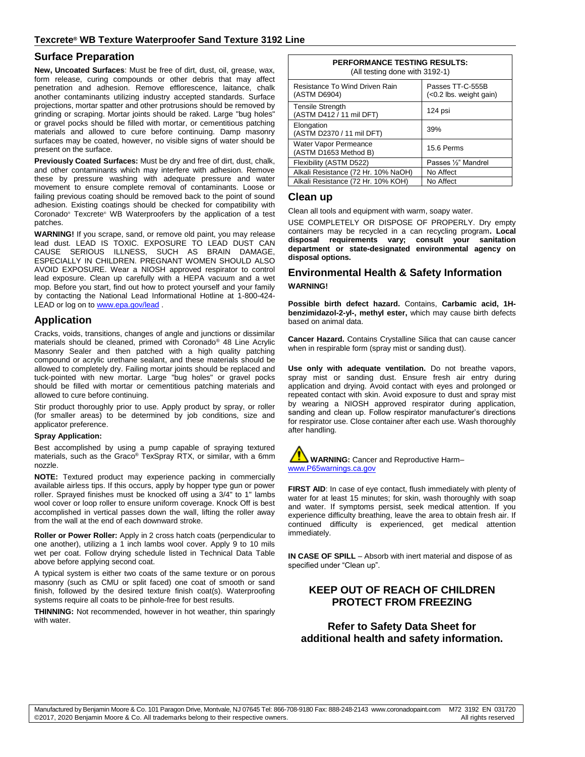# Texcrete® WB Texture Waterproofer Sand Texture 3192 Line

## Surface Preparation

**New, Uncoated Surfaces**: Must be free of dirt, dust, oil, grease, wax, form release, curing compounds or other debris that may affect penetration and adhesion. Remove efflorescence, laitance, chalk another contaminants utilizing industry accepted standards. Surface projections, mortar spatter and other protrusions should be removed by grinding or scraping. Mortar joints should be raked. Large "bug holes" or gravel pocks should be filled with mortar, or cementitious patching materials and allowed to cure before continuing. Damp masonry surfaces may be coated, however, no visible signs of water should be present on the surface.

**Previously Coated Surfaces:** Must be dry and free of dirt, dust, chalk, and other contaminants which may interfere with adhesion. Remove these by pressure washing with adequate pressure and water movement to ensure complete removal of contaminants. Loose or failing previous coating should be removed back to the point of sound adhesion. Existing coatings should be checked for compatibility with Coronado® Texcrete® WB Waterproofers by the application of a test patches.

**WARNING!** If you scrape, sand, or remove old paint, you may release lead dust. LEAD IS TOXIC. EXPOSURE TO LEAD DUST CAN CAUSE SERIOUS ILLNESS, SUCH AS BRAIN DAMAGE, ESPECIALLY IN CHILDREN. PREGNANT WOMEN SHOULD ALSO AVOID EXPOSURE. Wear a NIOSH approved respirator to control lead exposure. Clean up carefully with a HEPA vacuum and a wet mop. Before you start, find out how to protect yourself and your family by contacting the National Lead Informational Hotline at 1-800-424-LEAD or log on to www.epa.gov/lead .

## Application

Cracks, voids, transitions, changes of angle and junctions or dissimilar materials should be cleaned, primed with Coronado® 48 Line Acrylic Masonry Sealer and then patched with a high quality patching compound or acrylic urethane sealant, and these materials should be allowed to completely dry. Failing mortar joints should be replaced and tuck-pointed with new mortar. Large "bug holes" or gravel pocks should be filled with mortar or cementitious patching materials and allowed to cure before continuing.

Stir product thoroughly prior to use. Apply product by spray, or roller (for smaller areas) to be determined by job conditions, size and applicator preference.

**Spray Application:**

Best accomplished by using a pump capable of spraying textured materials, such as the Graco® TexSpray RTX, or similar, with a 6mm nozzle.

**NOTE:** Textured product may experience packing in commercially available airless tips. If this occurs, apply by hopper type gun or power roller. Sprayed finishes must be knocked off using a 3/4" to 1" lambs wool cover or loop roller to ensure uniform coverage. Knock Off is best accomplished in vertical passes down the wall, lifting the roller away from the wall at the end of each downward stroke.

**Roller or Power Roller:** Apply in 2 cross hatch coats (perpendicular to one another), utilizing a 1 inch lambs wool cover. Apply 9 to 10 mils wet per per coat. Follow drying schedule listed in Technical Data Table above before applying second coat.

A typical system is either two coats of the same texture or on porous masonry (such as CMU or split faced) one coat of smooth or sand finish, followed by the desired texture finish coat(s). Waterproofing systems require all coats to be pinhole-free for best results.

**THINNING:** Not recommended, however in hot weather, thin sparingly with water.

| **PERFORMANCE TESTING RESULTS:** (All testing done with 3192-1) | |
|---|---|
| Resistance To Wind Driven Rain (ASTM D6904) | Passes TT-C-555B (<0.2 lbs. weight gain) |
| Tensile Strength (ASTM D412 / 11 mil DFT) | 124 psi |
| Elongation (ASTM D2370 / 11 mil DFT) | 39% |
| Water Vapor Permeance (ASTM D1653 Method B) | 15.6 Perms |
| Flexibility (ASTM D522) | Passes ½" Mandrel |
| Alkali Resistance (72 Hr. 10% NaOH) | No Affect |
| Alkali Resistance (72 Hr. 10% KOH) | No Affect |

## Clean up

Clean all tools and equipment with warm, soapy water.

USE COMPLETELY OR DISPOSE OF PROPERLY. Dry empty containers may be recycled in a can recycling program. **Local disposal requirements vary; consult your sanitation department or state-designated environmental agency on disposal options.**

## Environmental Health & Safety Information

**WARNING!**

**Possible birth defect hazard.** Contains, **Carbamic acid, 1H-benzimidazol-2-yl-, methyl ester,** which may cause birth defects based on animal data.

**Cancer Hazard.** Contains Crystalline Silica that can cause cancer when in respirable form (spray mist or sanding dust).

**Use only with adequate ventilation.** Do not breathe vapors, spray mist or sanding dust. Ensure fresh air entry during application and drying. Avoid contact with eyes and prolonged or repeated contact with skin. Avoid exposure to dust and spray mist by wearing a NIOSH approved respirator during application, sanding and clean up. Follow respirator manufacturer's directions for respirator use. Close container after each use. Wash thoroughly after handling.

**WARNING:** Cancer and Reproductive Harm– www.P65warnings.ca.gov

**FIRST AID**: In case of eye contact, flush immediately with plenty of water for at least 15 minutes; for skin, wash thoroughly with soap and water. If symptoms persist, seek medical attention. If you experience difficulty breathing, leave the area to obtain fresh air. If continued difficulty is experienced, get medical attention immediately.

**IN CASE OF SPILL** – Absorb with inert material and dispose of as specified under "Clean up".

**KEEP OUT OF REACH OF CHILDREN**
**PROTECT FROM FREEZING**

**Refer to Safety Data Sheet for additional health and safety information.**

Manufactured by Benjamin Moore & Co. 101 Paragon Drive, Montvale, NJ 07645 Tel: 866-708-9180 Fax: 888-248-2143 www.coronadopaint.com M72 3192 EN 031720
©2017, 2020 Benjamin Moore & Co. All trademarks belong to their respective owners. All rights reserved